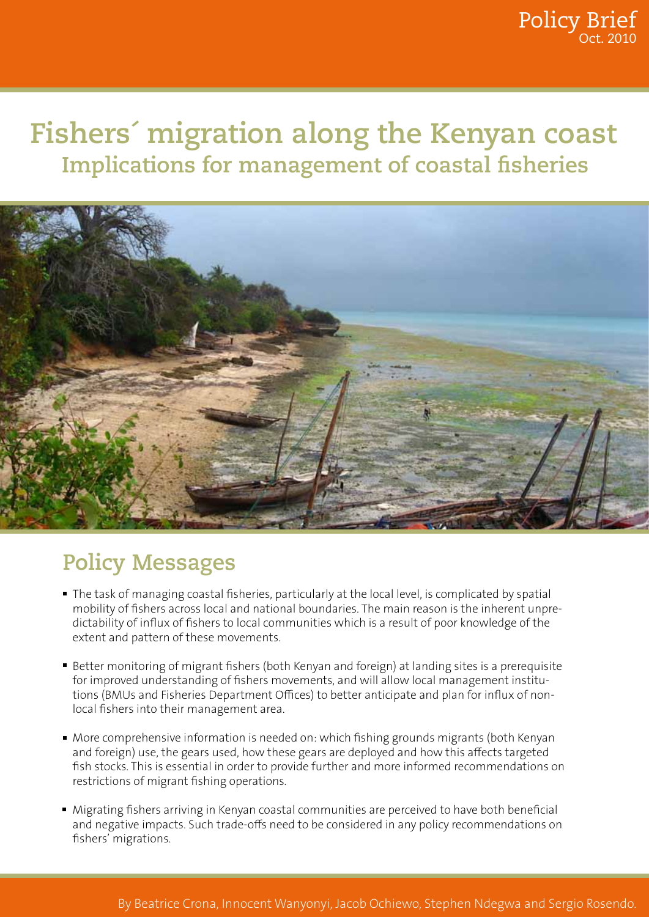Policy Brief
Oct. 2010

# Fishers´ migration along the Kenyan coast

## Implications for management of coastal fisheries

## Policy Messages

- The task of managing coastal fisheries, particularly at the local level, is complicated by spatial mobility of fishers across local and national boundaries. The main reason is the inherent unpredictability of influx of fishers to local communities which is a result of poor knowledge of the extent and pattern of these movements.
- Better monitoring of migrant fishers (both Kenyan and foreign) at landing sites is a prerequisite for improved understanding of fishers movements, and will allow local management institutions (BMUs and Fisheries Department Offices) to better anticipate and plan for influx of non-local fishers into their management area.
- More comprehensive information is needed on: which fishing grounds migrants (both Kenyan and foreign) use, the gears used, how these gears are deployed and how this affects targeted fish stocks. This is essential in order to provide further and more informed recommendations on restrictions of migrant fishing operations.
- Migrating fishers arriving in Kenyan coastal communities are perceived to have both beneficial and negative impacts. Such trade-offs need to be considered in any policy recommendations on fishers' migrations.

By Beatrice Crona, Innocent Wanyonyi, Jacob Ochiewo, Stephen Ndegwa and Sergio Rosendo.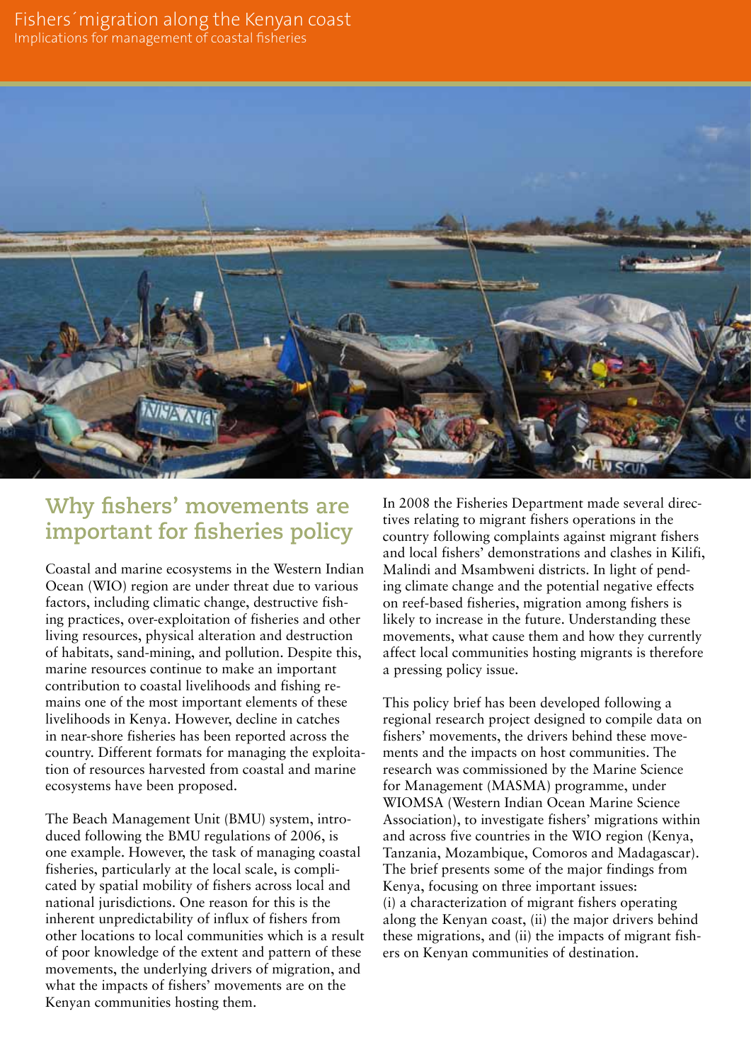# Fishers´migration along the Kenyan coast

Implications for management of coastal fisheries

## Why fishers' movements are important for fisheries policy

Coastal and marine ecosystems in the Western Indian Ocean (WIO) region are under threat due to various factors, including climatic change, destructive fishing practices, over-exploitation of fisheries and other living resources, physical alteration and destruction of habitats, sand-mining, and pollution. Despite this, marine resources continue to make an important contribution to coastal livelihoods and fishing remains one of the most important elements of these livelihoods in Kenya. However, decline in catches in near-shore fisheries has been reported across the country. Different formats for managing the exploitation of resources harvested from coastal and marine ecosystems have been proposed.

The Beach Management Unit (BMU) system, introduced following the BMU regulations of 2006, is one example. However, the task of managing coastal fisheries, particularly at the local scale, is complicated by spatial mobility of fishers across local and national jurisdictions. One reason for this is the inherent unpredictability of influx of fishers from other locations to local communities which is a result of poor knowledge of the extent and pattern of these movements, the underlying drivers of migration, and what the impacts of fishers' movements are on the Kenyan communities hosting them.

In 2008 the Fisheries Department made several directives relating to migrant fishers operations in the country following complaints against migrant fishers and local fishers' demonstrations and clashes in Kilifi, Malindi and Msambweni districts. In light of pending climate change and the potential negative effects on reef-based fisheries, migration among fishers is likely to increase in the future. Understanding these movements, what cause them and how they currently affect local communities hosting migrants is therefore a pressing policy issue.

This policy brief has been developed following a regional research project designed to compile data on fishers' movements, the drivers behind these movements and the impacts on host communities. The research was commissioned by the Marine Science for Management (MASMA) programme, under WIOMSA (Western Indian Ocean Marine Science Association), to investigate fishers' migrations within and across five countries in the WIO region (Kenya, Tanzania, Mozambique, Comoros and Madagascar). The brief presents some of the major findings from Kenya, focusing on three important issues: (i) a characterization of migrant fishers operating along the Kenyan coast, (ii) the major drivers behind these migrations, and (ii) the impacts of migrant fishers on Kenyan communities of destination.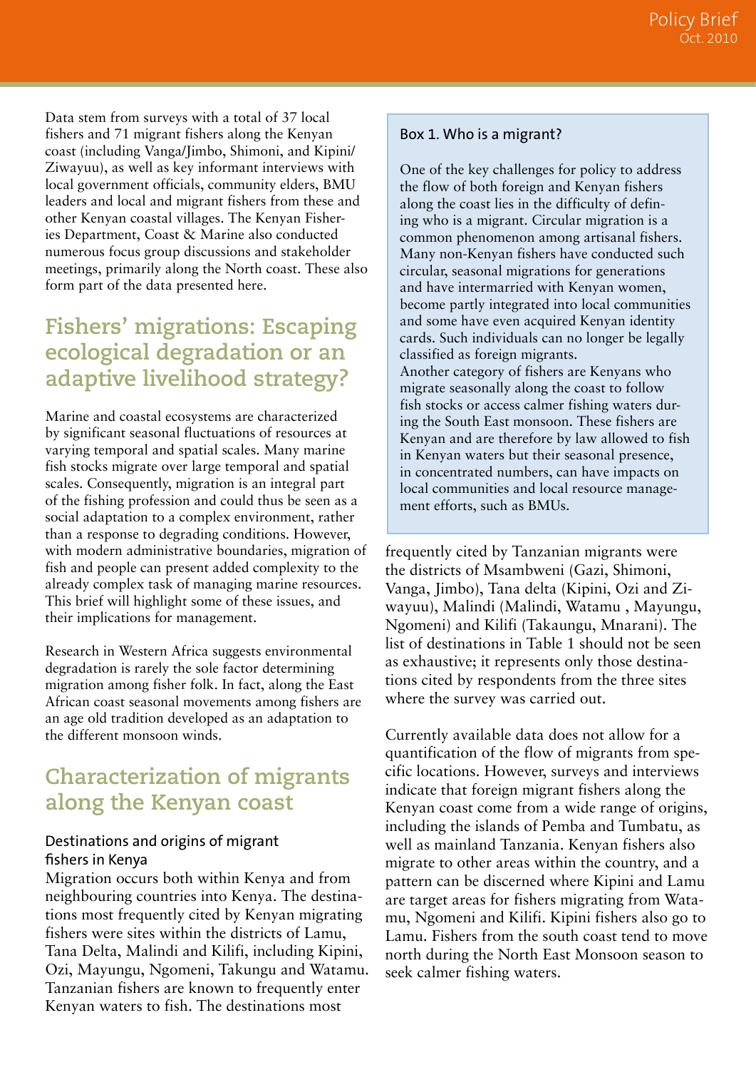Data stem from surveys with a total of 37 local fishers and 71 migrant fishers along the Kenyan coast (including Vanga/Jimbo, Shimoni, and Kipini/Ziwayuu), as well as key informant interviews with local government officials, community elders, BMU leaders and local and migrant fishers from these and other Kenyan coastal villages. The Kenyan Fisheries Department, Coast & Marine also conducted numerous focus group discussions and stakeholder meetings, primarily along the North coast. These also form part of the data presented here.

## Fishers' migrations: Escaping ecological degradation or an adaptive livelihood strategy?

Marine and coastal ecosystems are characterized by significant seasonal fluctuations of resources at varying temporal and spatial scales. Many marine fish stocks migrate over large temporal and spatial scales. Consequently, migration is an integral part of the fishing profession and could thus be seen as a social adaptation to a complex environment, rather than a response to degrading conditions. However, with modern administrative boundaries, migration of fish and people can present added complexity to the already complex task of managing marine resources. This brief will highlight some of these issues, and their implications for management.

Research in Western Africa suggests environmental degradation is rarely the sole factor determining migration among fisher folk. In fact, along the East African coast seasonal movements among fishers are an age old tradition developed as an adaptation to the different monsoon winds.

## Characterization of migrants along the Kenyan coast

### Destinations and origins of migrant fishers in Kenya

Migration occurs both within Kenya and from neighbouring countries into Kenya. The destinations most frequently cited by Kenyan migrating fishers were sites within the districts of Lamu, Tana Delta, Malindi and Kilifi, including Kipini, Ozi, Mayungu, Ngomeni, Takungu and Watamu. Tanzanian fishers are known to frequently enter Kenyan waters to fish. The destinations most frequently cited by Tanzanian migrants were the districts of Msambweni (Gazi, Shimoni, Vanga, Jimbo), Tana delta (Kipini, Ozi and Ziwayuu), Malindi (Malindi, Watamu , Mayungu, Ngomeni) and Kilifi (Takaungu, Mnarani). The list of destinations in Table 1 should not be seen as exhaustive; it represents only those destinations cited by respondents from the three sites where the survey was carried out.

Currently available data does not allow for a quantification of the flow of migrants from specific locations. However, surveys and interviews indicate that foreign migrant fishers along the Kenyan coast come from a wide range of origins, including the islands of Pemba and Tumbatu, as well as mainland Tanzania. Kenyan fishers also migrate to other areas within the country, and a pattern can be discerned where Kipini and Lamu are target areas for fishers migrating from Watamu, Ngomeni and Kilifi. Kipini fishers also go to Lamu. Fishers from the south coast tend to move north during the North East Monsoon season to seek calmer fishing waters.

> **Box 1. Who is a migrant?**
>
> One of the key challenges for policy to address the flow of both foreign and Kenyan fishers along the coast lies in the difficulty of defining who is a migrant. Circular migration is a common phenomenon among artisanal fishers. Many non-Kenyan fishers have conducted such circular, seasonal migrations for generations and have intermarried with Kenyan women, become partly integrated into local communities and some have even acquired Kenyan identity cards. Such individuals can no longer be legally classified as foreign migrants.
>
> Another category of fishers are Kenyans who migrate seasonally along the coast to follow fish stocks or access calmer fishing waters during the South East monsoon. These fishers are Kenyan and are therefore by law allowed to fish in Kenyan waters but their seasonal presence, in concentrated numbers, can have impacts on local communities and local resource management efforts, such as BMUs.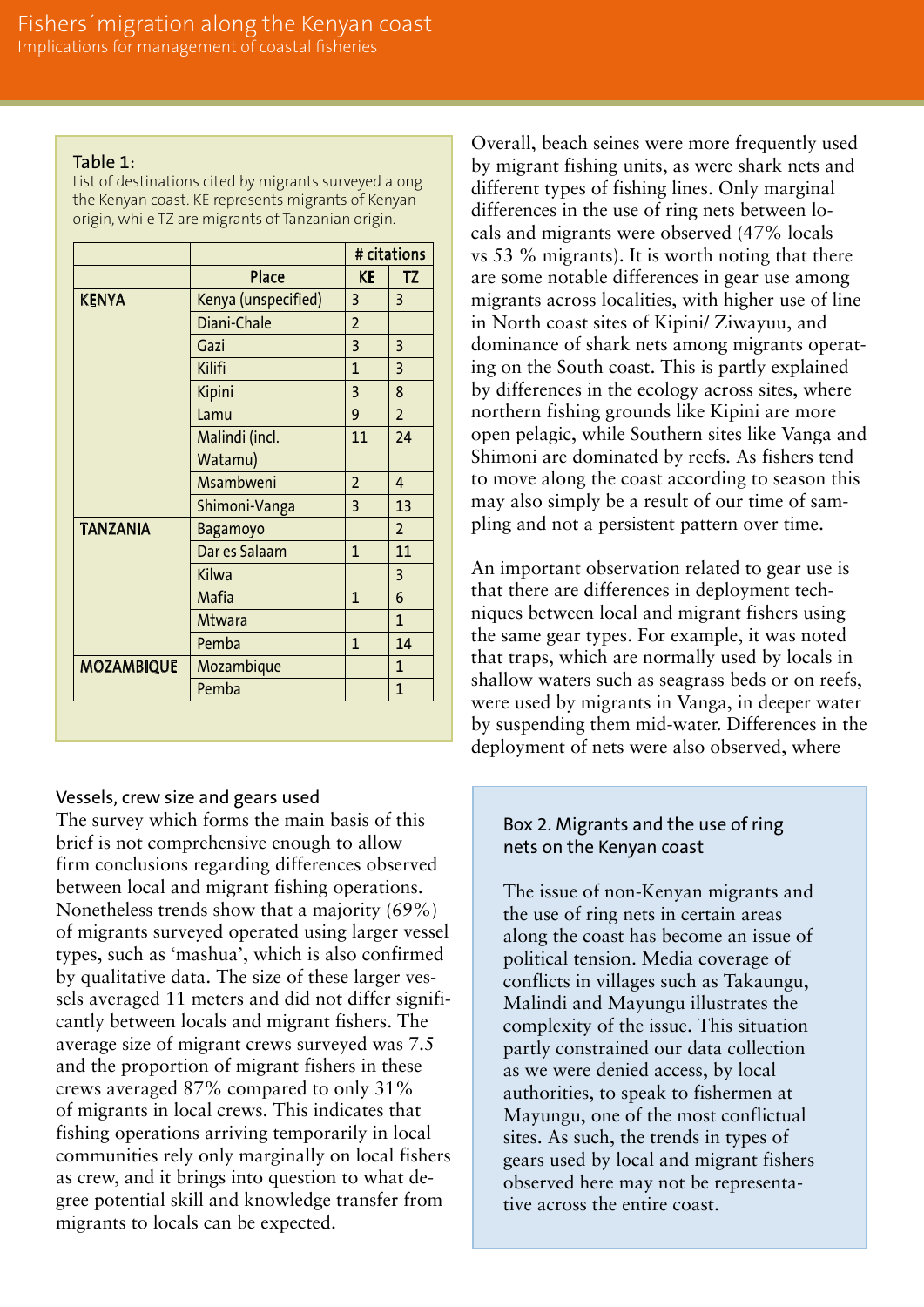Table 1:
List of destinations cited by migrants surveyed along the Kenyan coast. KE represents migrants of Kenyan origin, while TZ are migrants of Tanzanian origin.

| | | # citations | |
|---|---|---|---|
| | Place | KE | TZ |
| **KENYA** | Kenya (unspecified) | 3 | 3 |
| | Diani-Chale | 2 | |
| | Gazi | 3 | 3 |
| | Kilifi | 1 | 3 |
| | Kipini | 3 | 8 |
| | Lamu | 9 | 2 |
| | Malindi (incl. Watamu) | 11 | 24 |
| | Msambweni | 2 | 4 |
| | Shimoni-Vanga | 3 | 13 |
| **TANZANIA** | Bagamoyo | | 2 |
| | Dar es Salaam | 1 | 11 |
| | Kilwa | | 3 |
| | Mafia | 1 | 6 |
| | Mtwara | | 1 |
| | Pemba | 1 | 14 |
| **MOZAMBIQUE** | Mozambique | | 1 |
| | Pemba | | 1 |

## Vessels, crew size and gears used

The survey which forms the main basis of this brief is not comprehensive enough to allow firm conclusions regarding differences observed between local and migrant fishing operations. Nonetheless trends show that a majority (69%) of migrants surveyed operated using larger vessel types, such as 'mashua', which is also confirmed by qualitative data. The size of these larger vessels averaged 11 meters and did not differ significantly between locals and migrant fishers. The average size of migrant crews surveyed was 7.5 and the proportion of migrant fishers in these crews averaged 87% compared to only 31% of migrants in local crews. This indicates that fishing operations arriving temporarily in local communities rely only marginally on local fishers as crew, and it brings into question to what degree potential skill and knowledge transfer from migrants to locals can be expected.

Overall, beach seines were more frequently used by migrant fishing units, as were shark nets and different types of fishing lines. Only marginal differences in the use of ring nets between locals and migrants were observed (47% locals vs 53 % migrants). It is worth noting that there are some notable differences in gear use among migrants across localities, with higher use of line in North coast sites of Kipini/ Ziwayuu, and dominance of shark nets among migrants operating on the South coast. This is partly explained by differences in the ecology across sites, where northern fishing grounds like Kipini are more open pelagic, while Southern sites like Vanga and Shimoni are dominated by reefs. As fishers tend to move along the coast according to season this may also simply be a result of our time of sampling and not a persistent pattern over time.

An important observation related to gear use is that there are differences in deployment techniques between local and migrant fishers using the same gear types. For example, it was noted that traps, which are normally used by locals in shallow waters such as seagrass beds or on reefs, were used by migrants in Vanga, in deeper water by suspending them mid-water. Differences in the deployment of nets were also observed, where

### Box 2. Migrants and the use of ring nets on the Kenyan coast

The issue of non-Kenyan migrants and the use of ring nets in certain areas along the coast has become an issue of political tension. Media coverage of conflicts in villages such as Takaungu, Malindi and Mayungu illustrates the complexity of the issue. This situation partly constrained our data collection as we were denied access, by local authorities, to speak to fishermen at Mayungu, one of the most conflictual sites. As such, the trends in types of gears used by local and migrant fishers observed here may not be representative across the entire coast.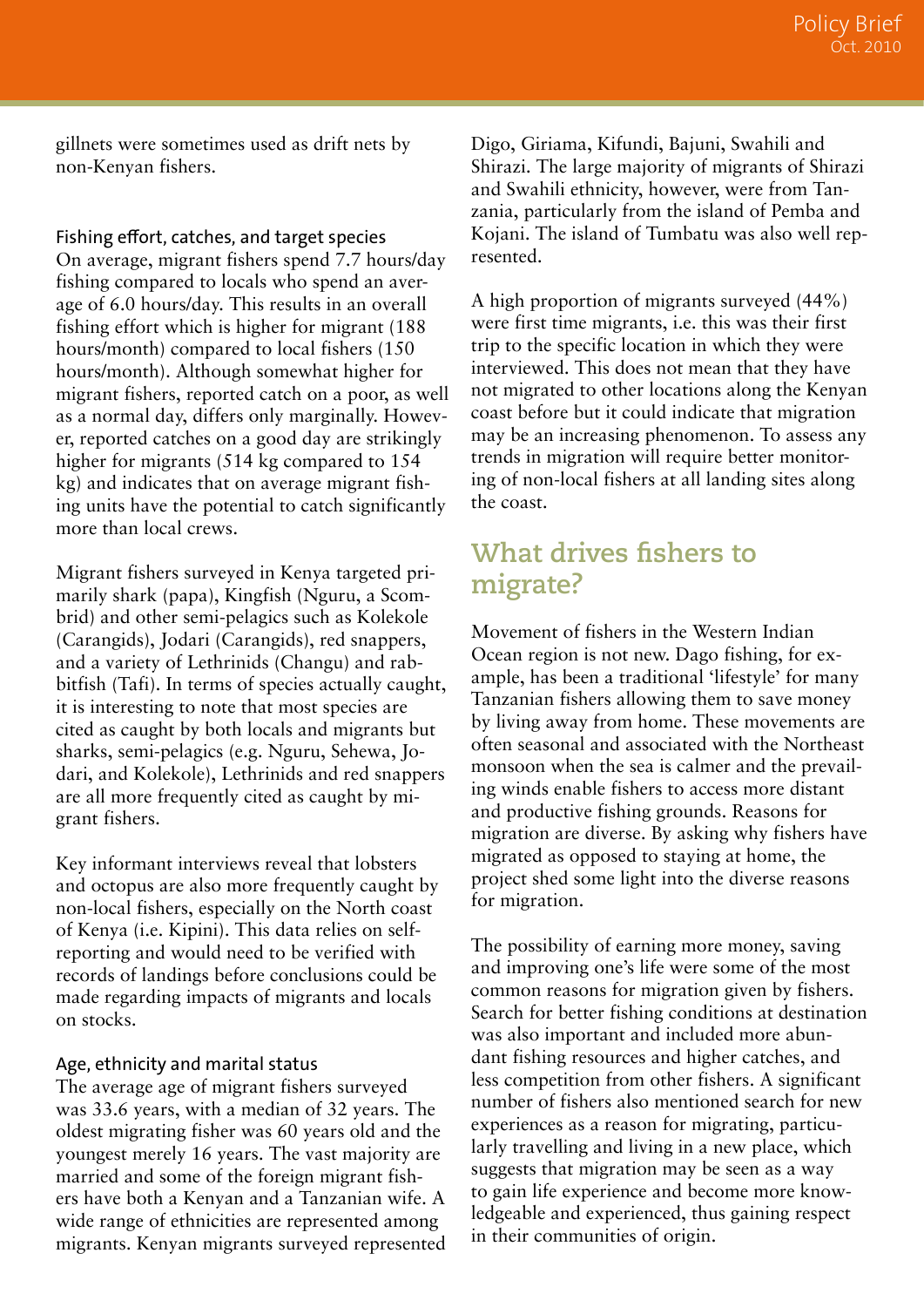gillnets were sometimes used as drift nets by non-Kenyan fishers.

### Fishing effort, catches, and target species

On average, migrant fishers spend 7.7 hours/day fishing compared to locals who spend an average of 6.0 hours/day. This results in an overall fishing effort which is higher for migrant (188 hours/month) compared to local fishers (150 hours/month). Although somewhat higher for migrant fishers, reported catch on a poor, as well as a normal day, differs only marginally. However, reported catches on a good day are strikingly higher for migrants (514 kg compared to 154 kg) and indicates that on average migrant fishing units have the potential to catch significantly more than local crews.

Migrant fishers surveyed in Kenya targeted primarily shark (papa), Kingfish (Nguru, a Scombrid) and other semi-pelagics such as Kolekole (Carangids), Jodari (Carangids), red snappers, and a variety of Lethrinids (Changu) and rabbitfish (Tafi). In terms of species actually caught, it is interesting to note that most species are cited as caught by both locals and migrants but sharks, semi-pelagics (e.g. Nguru, Sehewa, Jodari, and Kolekole), Lethrinids and red snappers are all more frequently cited as caught by migrant fishers.

Key informant interviews reveal that lobsters and octopus are also more frequently caught by non-local fishers, especially on the North coast of Kenya (i.e. Kipini). This data relies on self-reporting and would need to be verified with records of landings before conclusions could be made regarding impacts of migrants and locals on stocks.

### Age, ethnicity and marital status

The average age of migrant fishers surveyed was 33.6 years, with a median of 32 years. The oldest migrating fisher was 60 years old and the youngest merely 16 years. The vast majority are married and some of the foreign migrant fishers have both a Kenyan and a Tanzanian wife. A wide range of ethnicities are represented among migrants. Kenyan migrants surveyed represented Digo, Giriama, Kifundi, Bajuni, Swahili and Shirazi. The large majority of migrants of Shirazi and Swahili ethnicity, however, were from Tanzania, particularly from the island of Pemba and Kojani. The island of Tumbatu was also well represented.

A high proportion of migrants surveyed (44%) were first time migrants, i.e. this was their first trip to the specific location in which they were interviewed. This does not mean that they have not migrated to other locations along the Kenyan coast before but it could indicate that migration may be an increasing phenomenon. To assess any trends in migration will require better monitoring of non-local fishers at all landing sites along the coast.

## What drives fishers to migrate?

Movement of fishers in the Western Indian Ocean region is not new. Dago fishing, for example, has been a traditional 'lifestyle' for many Tanzanian fishers allowing them to save money by living away from home. These movements are often seasonal and associated with the Northeast monsoon when the sea is calmer and the prevailing winds enable fishers to access more distant and productive fishing grounds. Reasons for migration are diverse. By asking why fishers have migrated as opposed to staying at home, the project shed some light into the diverse reasons for migration.

The possibility of earning more money, saving and improving one's life were some of the most common reasons for migration given by fishers. Search for better fishing conditions at destination was also important and included more abundant fishing resources and higher catches, and less competition from other fishers. A significant number of fishers also mentioned search for new experiences as a reason for migrating, particularly travelling and living in a new place, which suggests that migration may be seen as a way to gain life experience and become more knowledgeable and experienced, thus gaining respect in their communities of origin.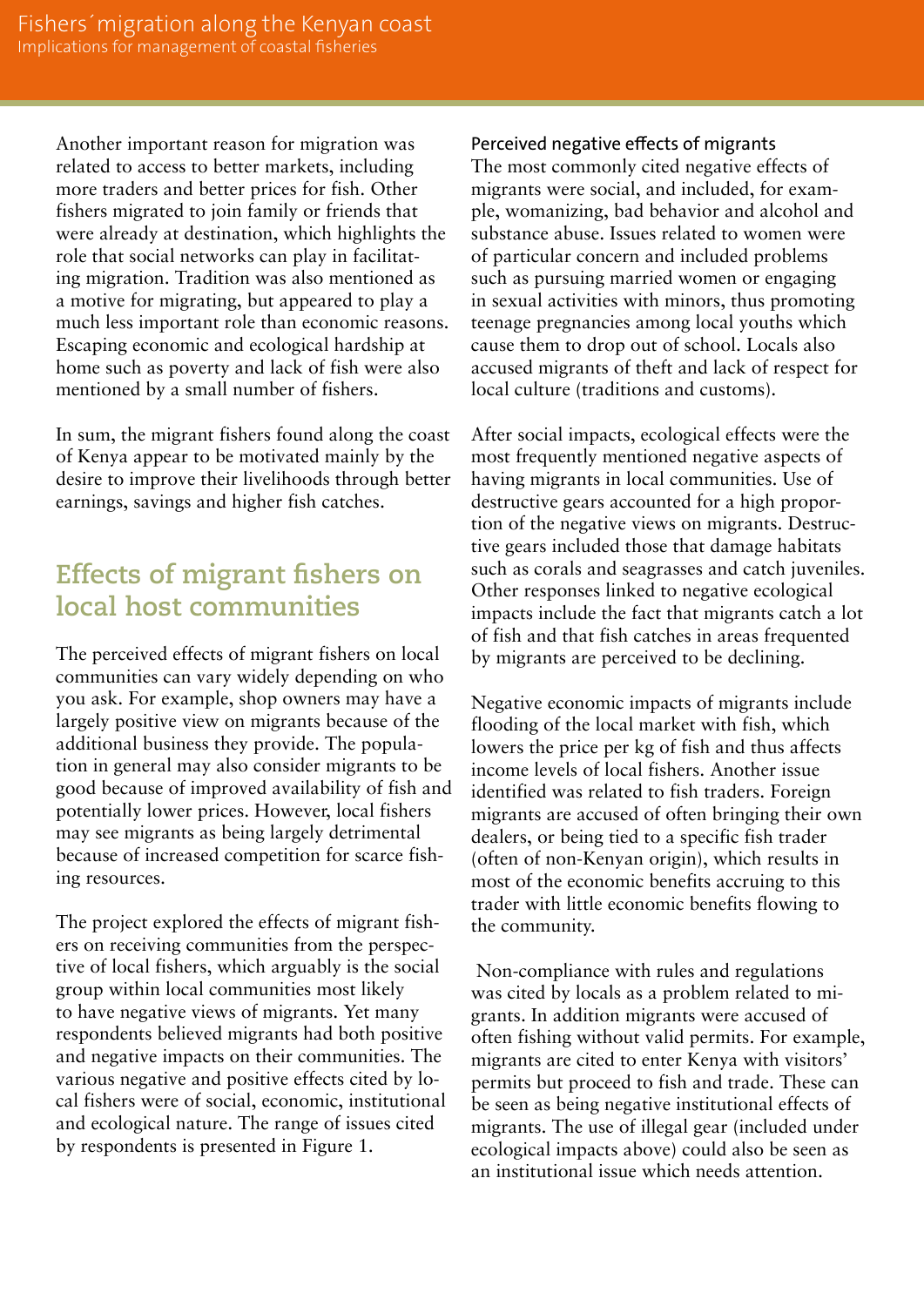Another important reason for migration was related to access to better markets, including more traders and better prices for fish. Other fishers migrated to join family or friends that were already at destination, which highlights the role that social networks can play in facilitating migration. Tradition was also mentioned as a motive for migrating, but appeared to play a much less important role than economic reasons. Escaping economic and ecological hardship at home such as poverty and lack of fish were also mentioned by a small number of fishers.

In sum, the migrant fishers found along the coast of Kenya appear to be motivated mainly by the desire to improve their livelihoods through better earnings, savings and higher fish catches.

## Effects of migrant fishers on local host communities

The perceived effects of migrant fishers on local communities can vary widely depending on who you ask. For example, shop owners may have a largely positive view on migrants because of the additional business they provide. The population in general may also consider migrants to be good because of improved availability of fish and potentially lower prices. However, local fishers may see migrants as being largely detrimental because of increased competition for scarce fishing resources.

The project explored the effects of migrant fishers on receiving communities from the perspective of local fishers, which arguably is the social group within local communities most likely to have negative views of migrants. Yet many respondents believed migrants had both positive and negative impacts on their communities. The various negative and positive effects cited by local fishers were of social, economic, institutional and ecological nature. The range of issues cited by respondents is presented in Figure 1.

### Perceived negative effects of migrants

The most commonly cited negative effects of migrants were social, and included, for example, womanizing, bad behavior and alcohol and substance abuse. Issues related to women were of particular concern and included problems such as pursuing married women or engaging in sexual activities with minors, thus promoting teenage pregnancies among local youths which cause them to drop out of school. Locals also accused migrants of theft and lack of respect for local culture (traditions and customs).

After social impacts, ecological effects were the most frequently mentioned negative aspects of having migrants in local communities. Use of destructive gears accounted for a high proportion of the negative views on migrants. Destructive gears included those that damage habitats such as corals and seagrasses and catch juveniles. Other responses linked to negative ecological impacts include the fact that migrants catch a lot of fish and that fish catches in areas frequented by migrants are perceived to be declining.

Negative economic impacts of migrants include flooding of the local market with fish, which lowers the price per kg of fish and thus affects income levels of local fishers. Another issue identified was related to fish traders. Foreign migrants are accused of often bringing their own dealers, or being tied to a specific fish trader (often of non-Kenyan origin), which results in most of the economic benefits accruing to this trader with little economic benefits flowing to the community.

Non-compliance with rules and regulations was cited by locals as a problem related to migrants. In addition migrants were accused of often fishing without valid permits. For example, migrants are cited to enter Kenya with visitors' permits but proceed to fish and trade. These can be seen as being negative institutional effects of migrants. The use of illegal gear (included under ecological impacts above) could also be seen as an institutional issue which needs attention.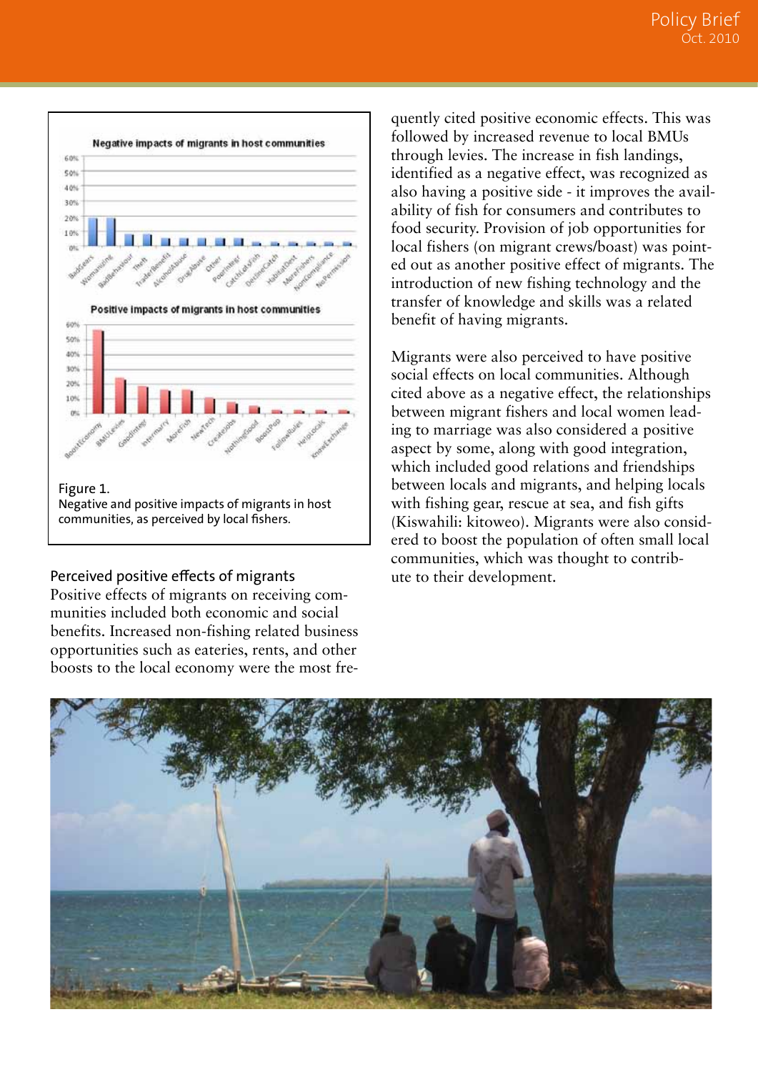Figure 1.
Negative and positive impacts of migrants in host communities, as perceived by local fishers.

### Perceived positive effects of migrants

Positive effects of migrants on receiving communities included both economic and social benefits. Increased non-fishing related business opportunities such as eateries, rents, and other boosts to the local economy were the most frequently cited positive economic effects. This was followed by increased revenue to local BMUs through levies. The increase in fish landings, identified as a negative effect, was recognized as also having a positive side - it improves the availability of fish for consumers and contributes to food security. Provision of job opportunities for local fishers (on migrant crews/boast) was pointed out as another positive effect of migrants. The introduction of new fishing technology and the transfer of knowledge and skills was a related benefit of having migrants.

Migrants were also perceived to have positive social effects on local communities. Although cited above as a negative effect, the relationships between migrant fishers and local women leading to marriage was also considered a positive aspect by some, along with good integration, which included good relations and friendships between locals and migrants, and helping locals with fishing gear, rescue at sea, and fish gifts (Kiswahili: kitoweo). Migrants were also considered to boost the population of often small local communities, which was thought to contribute to their development.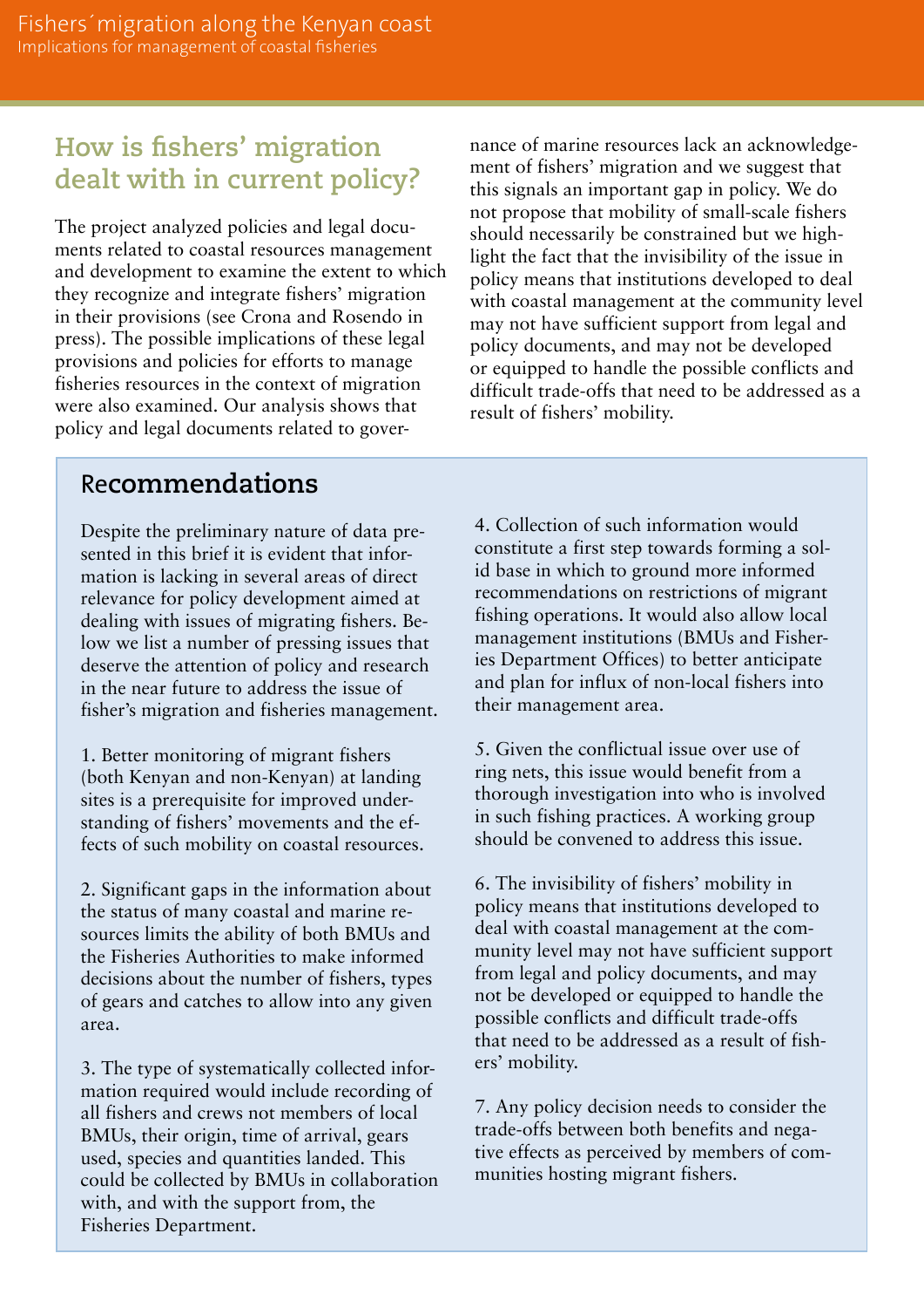## How is fishers' migration dealt with in current policy?

The project analyzed policies and legal documents related to coastal resources management and development to examine the extent to which they recognize and integrate fishers' migration in their provisions (see Crona and Rosendo in press). The possible implications of these legal provisions and policies for efforts to manage fisheries resources in the context of migration were also examined. Our analysis shows that policy and legal documents related to governance of marine resources lack an acknowledgement of fishers' migration and we suggest that this signals an important gap in policy. We do not propose that mobility of small-scale fishers should necessarily be constrained but we highlight the fact that the invisibility of the issue in policy means that institutions developed to deal with coastal management at the community level may not have sufficient support from legal and policy documents, and may not be developed or equipped to handle the possible conflicts and difficult trade-offs that need to be addressed as a result of fishers' mobility.

## Recommendations

Despite the preliminary nature of data presented in this brief it is evident that information is lacking in several areas of direct relevance for policy development aimed at dealing with issues of migrating fishers. Below we list a number of pressing issues that deserve the attention of policy and research in the near future to address the issue of fisher's migration and fisheries management.

1. Better monitoring of migrant fishers (both Kenyan and non-Kenyan) at landing sites is a prerequisite for improved understanding of fishers' movements and the effects of such mobility on coastal resources.

2. Significant gaps in the information about the status of many coastal and marine resources limits the ability of both BMUs and the Fisheries Authorities to make informed decisions about the number of fishers, types of gears and catches to allow into any given area.

3. The type of systematically collected information required would include recording of all fishers and crews not members of local BMUs, their origin, time of arrival, gears used, species and quantities landed. This could be collected by BMUs in collaboration with, and with the support from, the Fisheries Department.

4. Collection of such information would constitute a first step towards forming a solid base in which to ground more informed recommendations on restrictions of migrant fishing operations. It would also allow local management institutions (BMUs and Fisheries Department Offices) to better anticipate and plan for influx of non-local fishers into their management area.

5. Given the conflictual issue over use of ring nets, this issue would benefit from a thorough investigation into who is involved in such fishing practices. A working group should be convened to address this issue.

6. The invisibility of fishers' mobility in policy means that institutions developed to deal with coastal management at the community level may not have sufficient support from legal and policy documents, and may not be developed or equipped to handle the possible conflicts and difficult trade-offs that need to be addressed as a result of fishers' mobility.

7. Any policy decision needs to consider the trade-offs between both benefits and negative effects as perceived by members of communities hosting migrant fishers.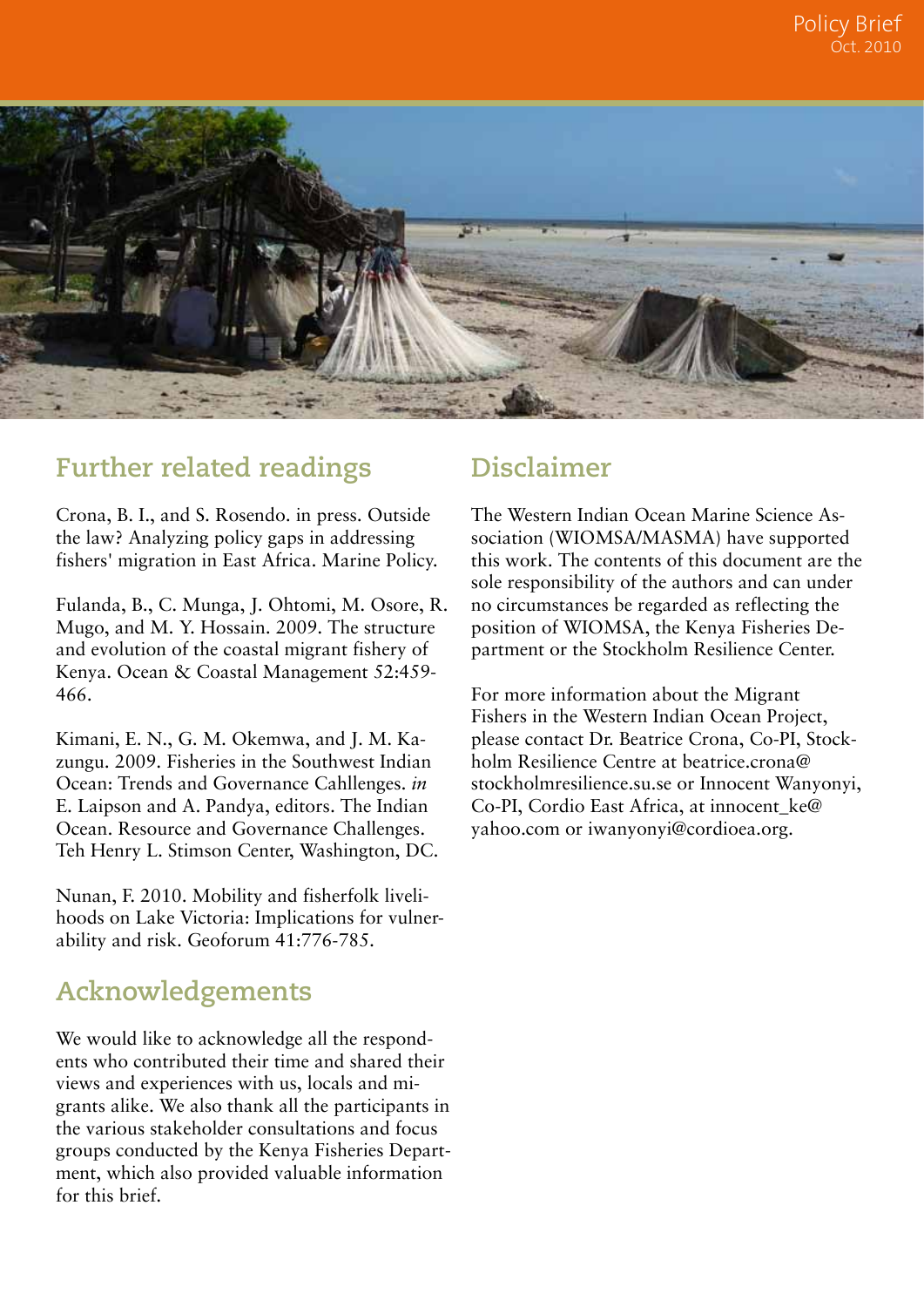## Further related readings

Crona, B. I., and S. Rosendo. in press. Outside the law? Analyzing policy gaps in addressing fishers' migration in East Africa. Marine Policy.

Fulanda, B., C. Munga, J. Ohtomi, M. Osore, R. Mugo, and M. Y. Hossain. 2009. The structure and evolution of the coastal migrant fishery of Kenya. Ocean & Coastal Management 52:459-466.

Kimani, E. N., G. M. Okemwa, and J. M. Kazungu. 2009. Fisheries in the Southwest Indian Ocean: Trends and Governance Cahllenges. *in* E. Laipson and A. Pandya, editors. The Indian Ocean. Resource and Governance Challenges. Teh Henry L. Stimson Center, Washington, DC.

Nunan, F. 2010. Mobility and fisherfolk livelihoods on Lake Victoria: Implications for vulnerability and risk. Geoforum 41:776-785.

## Acknowledgements

We would like to acknowledge all the respondents who contributed their time and shared their views and experiences with us, locals and migrants alike. We also thank all the participants in the various stakeholder consultations and focus groups conducted by the Kenya Fisheries Department, which also provided valuable information for this brief.

## Disclaimer

The Western Indian Ocean Marine Science Association (WIOMSA/MASMA) have supported this work. The contents of this document are the sole responsibility of the authors and can under no circumstances be regarded as reflecting the position of WIOMSA, the Kenya Fisheries Department or the Stockholm Resilience Center.

For more information about the Migrant Fishers in the Western Indian Ocean Project, please contact Dr. Beatrice Crona, Co-PI, Stockholm Resilience Centre at beatrice.crona@stockholmresilience.su.se or Innocent Wanyonyi, Co-PI, Cordio East Africa, at innocent_ke@yahoo.com or iwanyonyi@cordioea.org.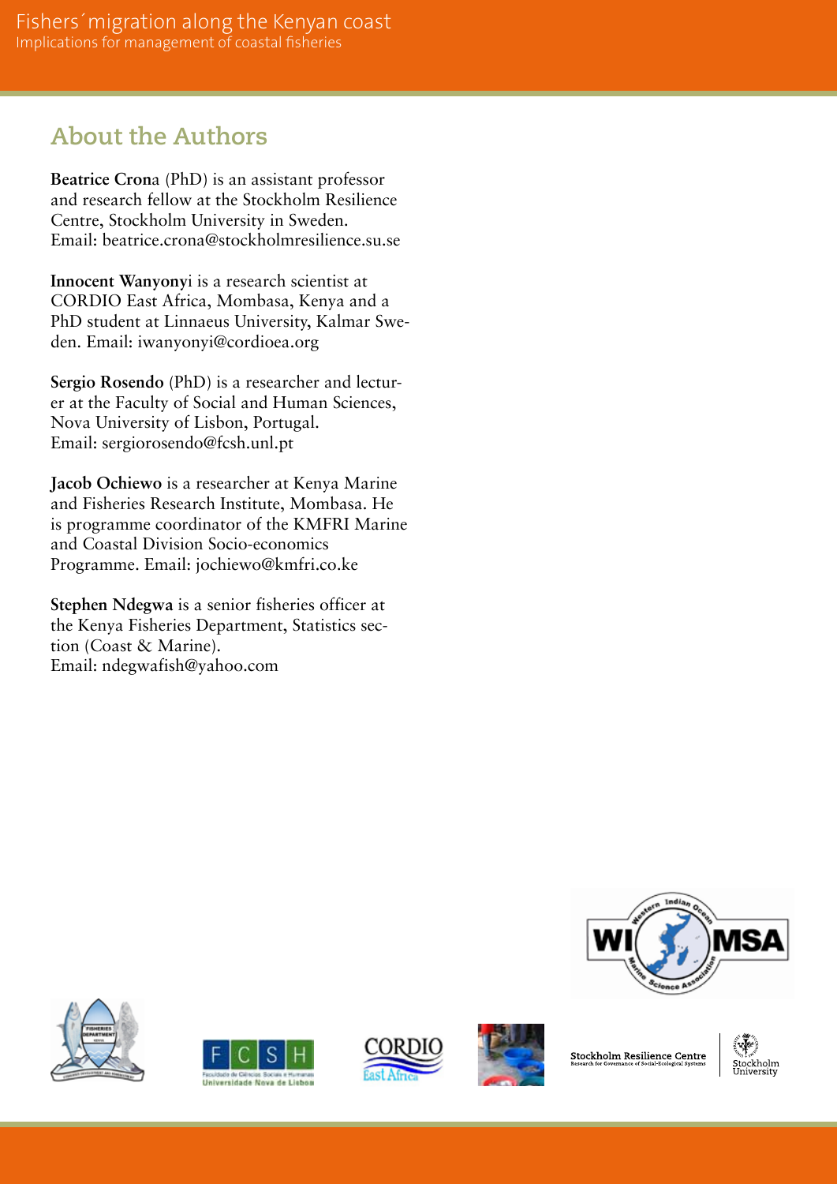## About the Authors

**Beatrice Crona** (PhD) is an assistant professor and research fellow at the Stockholm Resilience Centre, Stockholm University in Sweden. Email: beatrice.crona@stockholmresilience.su.se

**Innocent Wanyonyi** is a research scientist at CORDIO East Africa, Mombasa, Kenya and a PhD student at Linnaeus University, Kalmar Sweden. Email: iwanyonyi@cordioea.org

**Sergio Rosendo** (PhD) is a researcher and lecturer at the Faculty of Social and Human Sciences, Nova University of Lisbon, Portugal. Email: sergiorosendo@fcsh.unl.pt

**Jacob Ochiewo** is a researcher at Kenya Marine and Fisheries Research Institute, Mombasa. He is programme coordinator of the KMFRI Marine and Coastal Division Socio-economics Programme. Email: jochiewo@kmfri.co.ke

**Stephen Ndegwa** is a senior fisheries officer at the Kenya Fisheries Department, Statistics section (Coast & Marine). Email: ndegwafish@yahoo.com